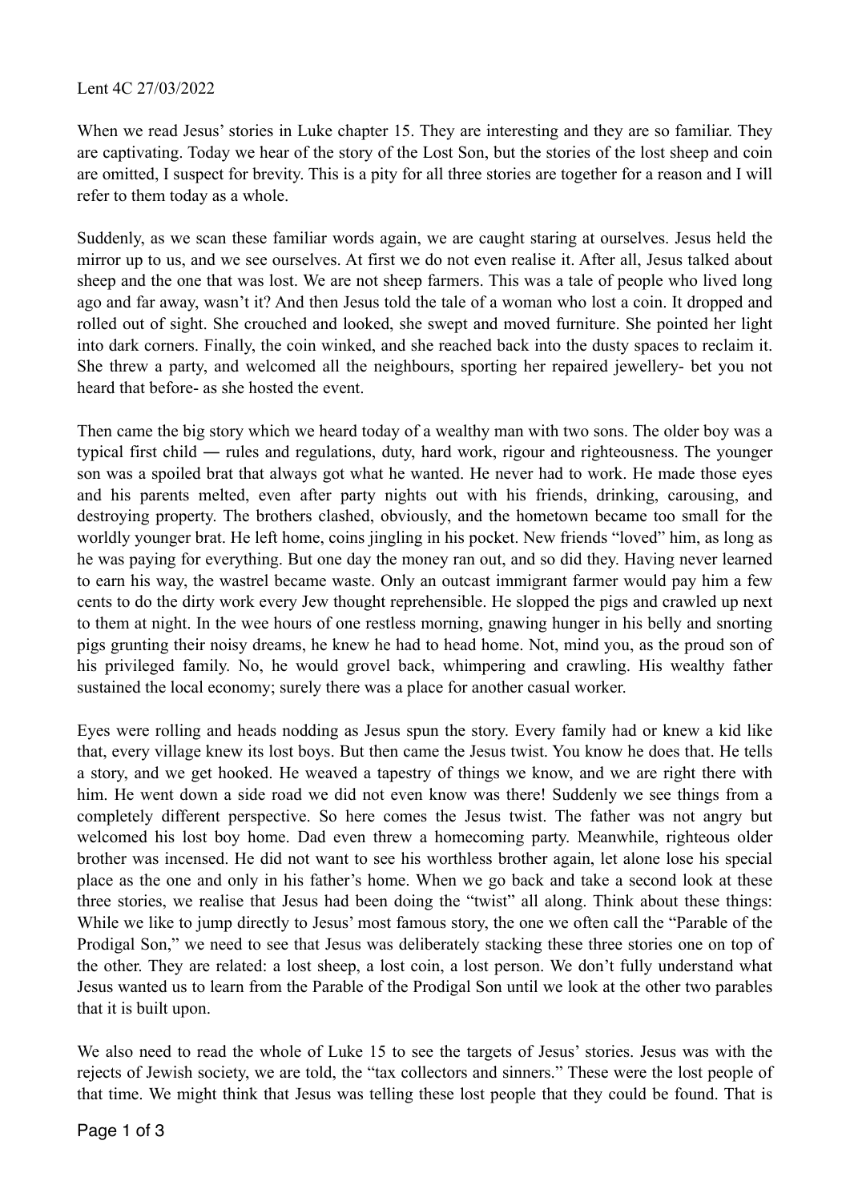Lent 4C 27/03/2022

When we read Jesus' stories in Luke chapter 15. They are interesting and they are so familiar. They are captivating. Today we hear of the story of the Lost Son, but the stories of the lost sheep and coin are omitted, I suspect for brevity. This is a pity for all three stories are together for a reason and I will refer to them today as a whole.

Suddenly, as we scan these familiar words again, we are caught staring at ourselves. Jesus held the mirror up to us, and we see ourselves. At first we do not even realise it. After all, Jesus talked about sheep and the one that was lost. We are not sheep farmers. This was a tale of people who lived long ago and far away, wasn't it? And then Jesus told the tale of a woman who lost a coin. It dropped and rolled out of sight. She crouched and looked, she swept and moved furniture. She pointed her light into dark corners. Finally, the coin winked, and she reached back into the dusty spaces to reclaim it. She threw a party, and welcomed all the neighbours, sporting her repaired jewellery- bet you not heard that before- as she hosted the event.

Then came the big story which we heard today of a wealthy man with two sons. The older boy was a typical first child ― rules and regulations, duty, hard work, rigour and righteousness. The younger son was a spoiled brat that always got what he wanted. He never had to work. He made those eyes and his parents melted, even after party nights out with his friends, drinking, carousing, and destroying property. The brothers clashed, obviously, and the hometown became too small for the worldly younger brat. He left home, coins jingling in his pocket. New friends "loved" him, as long as he was paying for everything. But one day the money ran out, and so did they. Having never learned to earn his way, the wastrel became waste. Only an outcast immigrant farmer would pay him a few cents to do the dirty work every Jew thought reprehensible. He slopped the pigs and crawled up next to them at night. In the wee hours of one restless morning, gnawing hunger in his belly and snorting pigs grunting their noisy dreams, he knew he had to head home. Not, mind you, as the proud son of his privileged family. No, he would grovel back, whimpering and crawling. His wealthy father sustained the local economy; surely there was a place for another casual worker.

Eyes were rolling and heads nodding as Jesus spun the story. Every family had or knew a kid like that, every village knew its lost boys. But then came the Jesus twist. You know he does that. He tells a story, and we get hooked. He weaved a tapestry of things we know, and we are right there with him. He went down a side road we did not even know was there! Suddenly we see things from a completely different perspective. So here comes the Jesus twist. The father was not angry but welcomed his lost boy home. Dad even threw a homecoming party. Meanwhile, righteous older brother was incensed. He did not want to see his worthless brother again, let alone lose his special place as the one and only in his father's home. When we go back and take a second look at these three stories, we realise that Jesus had been doing the "twist" all along. Think about these things: While we like to jump directly to Jesus' most famous story, the one we often call the "Parable of the Prodigal Son," we need to see that Jesus was deliberately stacking these three stories one on top of the other. They are related: a lost sheep, a lost coin, a lost person. We don't fully understand what Jesus wanted us to learn from the Parable of the Prodigal Son until we look at the other two parables that it is built upon.

We also need to read the whole of Luke 15 to see the targets of Jesus' stories. Jesus was with the rejects of Jewish society, we are told, the "tax collectors and sinners." These were the lost people of that time. We might think that Jesus was telling these lost people that they could be found. That is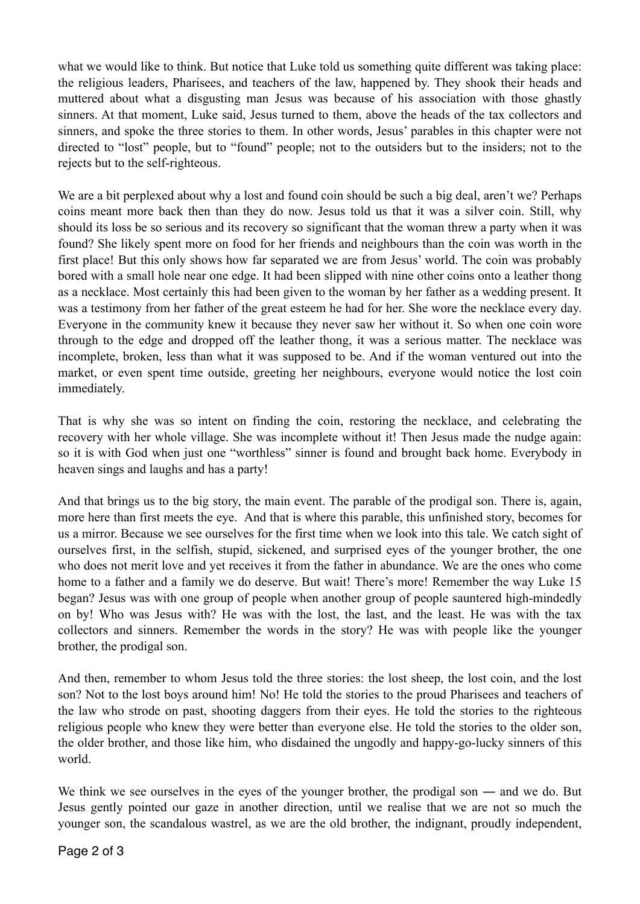what we would like to think. But notice that Luke told us something quite different was taking place: the religious leaders, Pharisees, and teachers of the law, happened by. They shook their heads and muttered about what a disgusting man Jesus was because of his association with those ghastly sinners. At that moment, Luke said, Jesus turned to them, above the heads of the tax collectors and sinners, and spoke the three stories to them. In other words, Jesus' parables in this chapter were not directed to "lost" people, but to "found" people; not to the outsiders but to the insiders; not to the rejects but to the self-righteous.

We are a bit perplexed about why a lost and found coin should be such a big deal, aren't we? Perhaps coins meant more back then than they do now. Jesus told us that it was a silver coin. Still, why should its loss be so serious and its recovery so significant that the woman threw a party when it was found? She likely spent more on food for her friends and neighbours than the coin was worth in the first place! But this only shows how far separated we are from Jesus' world. The coin was probably bored with a small hole near one edge. It had been slipped with nine other coins onto a leather thong as a necklace. Most certainly this had been given to the woman by her father as a wedding present. It was a testimony from her father of the great esteem he had for her. She wore the necklace every day. Everyone in the community knew it because they never saw her without it. So when one coin wore through to the edge and dropped off the leather thong, it was a serious matter. The necklace was incomplete, broken, less than what it was supposed to be. And if the woman ventured out into the market, or even spent time outside, greeting her neighbours, everyone would notice the lost coin immediately.

That is why she was so intent on finding the coin, restoring the necklace, and celebrating the recovery with her whole village. She was incomplete without it! Then Jesus made the nudge again: so it is with God when just one "worthless" sinner is found and brought back home. Everybody in heaven sings and laughs and has a party!

And that brings us to the big story, the main event. The parable of the prodigal son. There is, again, more here than first meets the eye. And that is where this parable, this unfinished story, becomes for us a mirror. Because we see ourselves for the first time when we look into this tale. We catch sight of ourselves first, in the selfish, stupid, sickened, and surprised eyes of the younger brother, the one who does not merit love and yet receives it from the father in abundance. We are the ones who come home to a father and a family we do deserve. But wait! There's more! Remember the way Luke 15 began? Jesus was with one group of people when another group of people sauntered high-mindedly on by! Who was Jesus with? He was with the lost, the last, and the least. He was with the tax collectors and sinners. Remember the words in the story? He was with people like the younger brother, the prodigal son.

And then, remember to whom Jesus told the three stories: the lost sheep, the lost coin, and the lost son? Not to the lost boys around him! No! He told the stories to the proud Pharisees and teachers of the law who strode on past, shooting daggers from their eyes. He told the stories to the righteous religious people who knew they were better than everyone else. He told the stories to the older son, the older brother, and those like him, who disdained the ungodly and happy-go-lucky sinners of this world.

We think we see ourselves in the eyes of the younger brother, the prodigal son ― and we do. But Jesus gently pointed our gaze in another direction, until we realise that we are not so much the younger son, the scandalous wastrel, as we are the old brother, the indignant, proudly independent,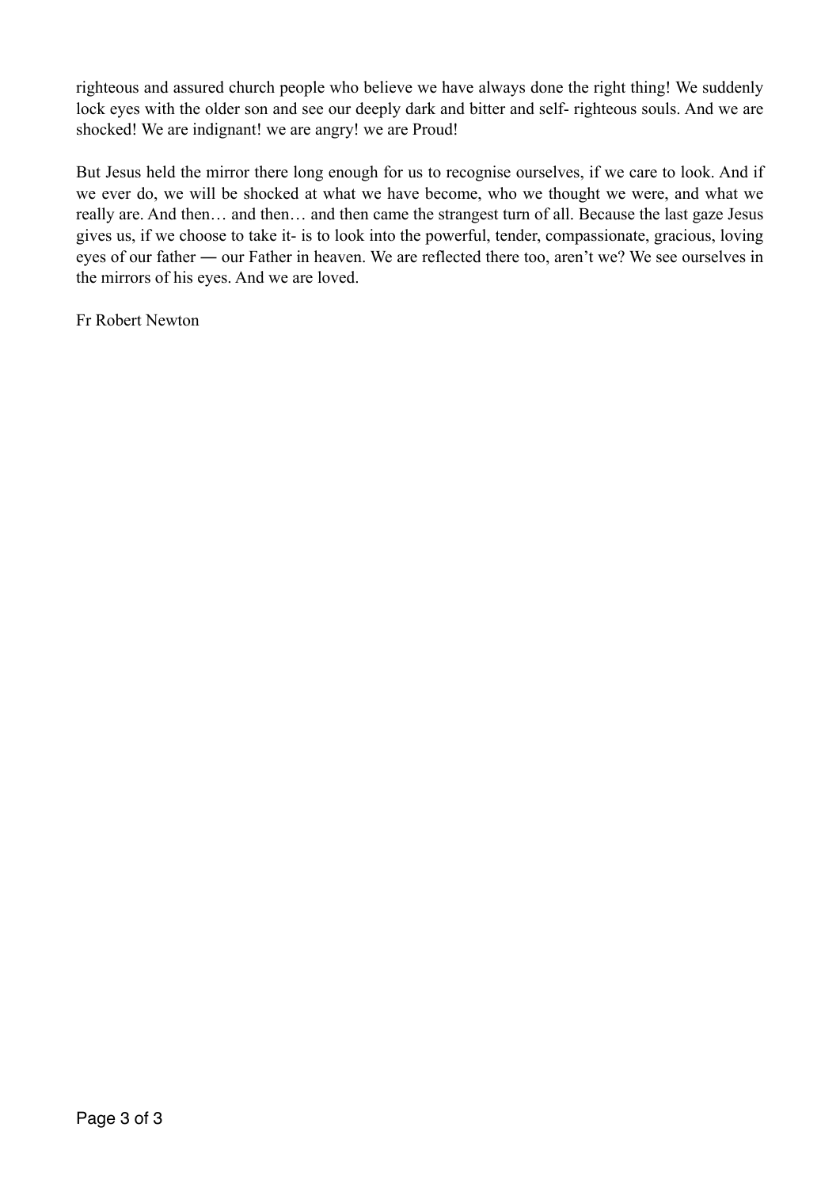righteous and assured church people who believe we have always done the right thing! We suddenly lock eyes with the older son and see our deeply dark and bitter and self- righteous souls. And we are shocked! We are indignant! we are angry! we are Proud!

But Jesus held the mirror there long enough for us to recognise ourselves, if we care to look. And if we ever do, we will be shocked at what we have become, who we thought we were, and what we really are. And then… and then… and then came the strangest turn of all. Because the last gaze Jesus gives us, if we choose to take it- is to look into the powerful, tender, compassionate, gracious, loving eyes of our father ― our Father in heaven. We are reflected there too, aren't we? We see ourselves in the mirrors of his eyes. And we are loved.

Fr Robert Newton